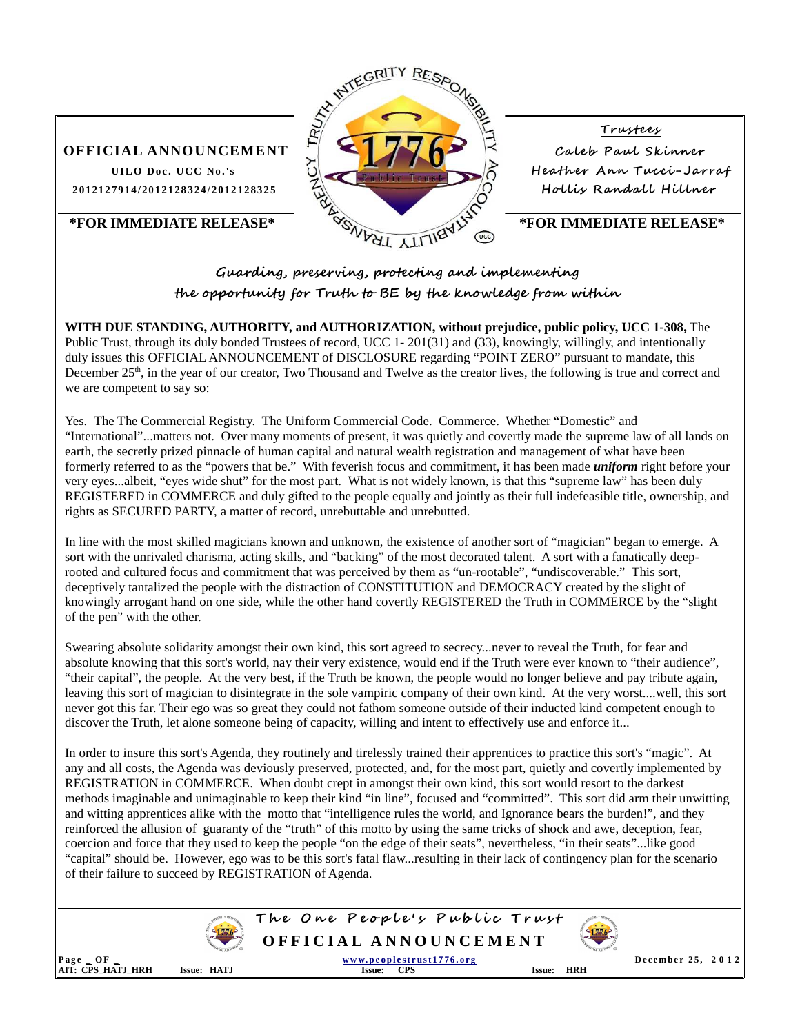**OFFICIAL ANNOUNCEMENT**

**UILO Doc. UCC No.'s**
**2012127914/2012128324/2012128325**

**\*FOR IMMEDIATE RELEASE\***

**Trustees**
Caleb Paul Skinner
Heather Ann Tucci-Jarraf
Hollis Randall Hillner

**\*FOR IMMEDIATE RELEASE\***

**Guarding, preserving, protecting and implementing the opportunity for Truth to BE by the knowledge from within**

**WITH DUE STANDING, AUTHORITY, and AUTHORIZATION, without prejudice, public policy, UCC 1-308,** The Public Trust, through its duly bonded Trustees of record, UCC 1- 201(31) and (33), knowingly, willingly, and intentionally duly issues this OFFICIAL ANNOUNCEMENT of DISCLOSURE regarding "POINT ZERO" pursuant to mandate, this December 25th, in the year of our creator, Two Thousand and Twelve as the creator lives, the following is true and correct and we are competent to say so:

Yes. The The Commercial Registry. The Uniform Commercial Code. Commerce. Whether "Domestic" and "International"...matters not. Over many moments of present, it was quietly and covertly made the supreme law of all lands on earth, the secretly prized pinnacle of human capital and natural wealth registration and management of what have been formerly referred to as the "powers that be." With feverish focus and commitment, it has been made ***uniform*** right before your very eyes...albeit, "eyes wide shut" for the most part. What is not widely known, is that this "supreme law" has been duly REGISTERED in COMMERCE and duly gifted to the people equally and jointly as their full indefeasible title, ownership, and rights as SECURED PARTY, a matter of record, unrebuttable and unrebutted.

In line with the most skilled magicians known and unknown, the existence of another sort of "magician" began to emerge. A sort with the unrivaled charisma, acting skills, and "backing" of the most decorated talent. A sort with a fanatically deep-rooted and cultured focus and commitment that was perceived by them as "un-rootable", "undiscoverable." This sort, deceptively tantalized the people with the distraction of CONSTITUTION and DEMOCRACY created by the slight of knowingly arrogant hand on one side, while the other hand covertly REGISTERED the Truth in COMMERCE by the "slight of the pen" with the other.

Swearing absolute solidarity amongst their own kind, this sort agreed to secrecy...never to reveal the Truth, for fear and absolute knowing that this sort's world, nay their very existence, would end if the Truth were ever known to "their audience", "their capital", the people. At the very best, if the Truth be known, the people would no longer believe and pay tribute again, leaving this sort of magician to disintegrate in the sole vampiric company of their own kind. At the very worst....well, this sort never got this far. Their ego was so great they could not fathom someone outside of their inducted kind competent enough to discover the Truth, let alone someone being of capacity, willing and intent to effectively use and enforce it...

In order to insure this sort's Agenda, they routinely and tirelessly trained their apprentices to practice this sort's "magic". At any and all costs, the Agenda was deviously preserved, protected, and, for the most part, quietly and covertly implemented by REGISTRATION in COMMERCE. When doubt crept in amongst their own kind, this sort would resort to the darkest methods imaginable and unimaginable to keep their kind "in line", focused and "committed". This sort did arm their unwitting and witting apprentices alike with the motto that "intelligence rules the world, and Ignorance bears the burden!", and they reinforced the allusion of guaranty of the "truth" of this motto by using the same tricks of shock and awe, deception, fear, coercion and force that they used to keep the people "on the edge of their seats", nevertheless, "in their seats"...like good "capital" should be. However, ego was to be this sort's fatal flaw...resulting in their lack of contingency plan for the scenario of their failure to succeed by REGISTRATION of Agenda.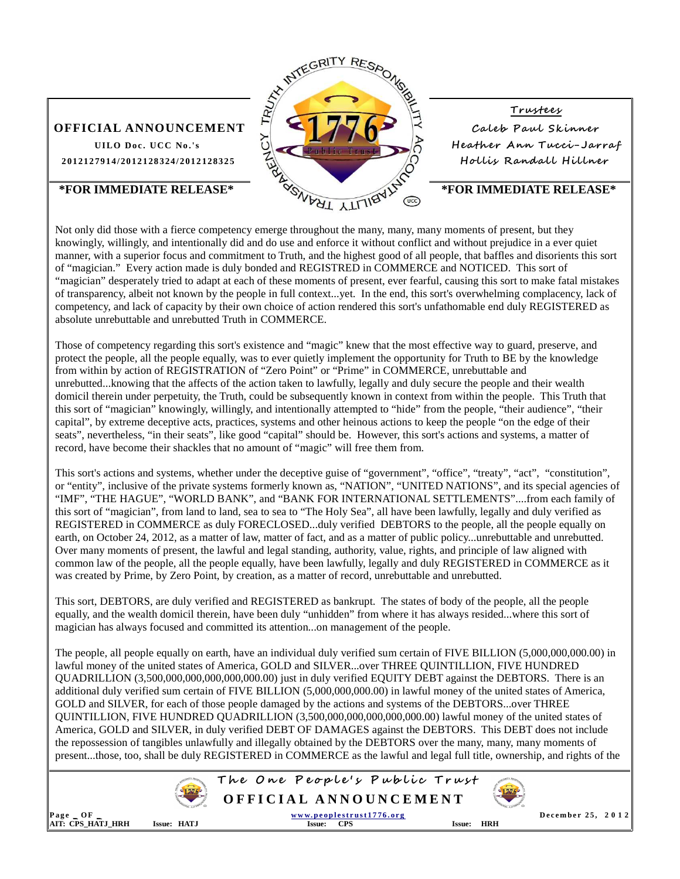**OFFICIAL ANNOUNCEMENT**

**UILO Doc. UCC No.'s**
**2012127914/2012128324/2012128325**

**Trustees**
Caleb Paul Skinner
Heather Ann Tucci-Jarraf
Hollis Randall Hillner

**\*FOR IMMEDIATE RELEASE\***

Not only did those with a fierce competency emerge throughout the many, many, many moments of present, but they knowingly, willingly, and intentionally did and do use and enforce it without conflict and without prejudice in a ever quiet manner, with a superior focus and commitment to Truth, and the highest good of all people, that baffles and disorients this sort of "magician." Every action made is duly bonded and REGISTRED in COMMERCE and NOTICED. This sort of "magician" desperately tried to adapt at each of these moments of present, ever fearful, causing this sort to make fatal mistakes of transparency, albeit not known by the people in full context...yet. In the end, this sort's overwhelming complacency, lack of competency, and lack of capacity by their own choice of action rendered this sort's unfathomable end duly REGISTERED as absolute unrebuttable and unrebutted Truth in COMMERCE.

Those of competency regarding this sort's existence and "magic" knew that the most effective way to guard, preserve, and protect the people, all the people equally, was to ever quietly implement the opportunity for Truth to BE by the knowledge from within by action of REGISTRATION of "Zero Point" or "Prime" in COMMERCE, unrebuttable and unrebutted...knowing that the affects of the action taken to lawfully, legally and duly secure the people and their wealth domicil therein under perpetuity, the Truth, could be subsequently known in context from within the people. This Truth that this sort of "magician" knowingly, willingly, and intentionally attempted to "hide" from the people, "their audience", "their capital", by extreme deceptive acts, practices, systems and other heinous actions to keep the people "on the edge of their seats", nevertheless, "in their seats", like good "capital" should be. However, this sort's actions and systems, a matter of record, have become their shackles that no amount of "magic" will free them from.

This sort's actions and systems, whether under the deceptive guise of "government", "office", "treaty", "act", "constitution", or "entity", inclusive of the private systems formerly known as, "NATION", "UNITED NATIONS", and its special agencies of "IMF", "THE HAGUE", "WORLD BANK", and "BANK FOR INTERNATIONAL SETTLEMENTS"....from each family of this sort of "magician", from land to land, sea to sea to "The Holy Sea", all have been lawfully, legally and duly verified as REGISTERED in COMMERCE as duly FORECLOSED...duly verified DEBTORS to the people, all the people equally on earth, on October 24, 2012, as a matter of law, matter of fact, and as a matter of public policy...unrebuttable and unrebutted. Over many moments of present, the lawful and legal standing, authority, value, rights, and principle of law aligned with common law of the people, all the people equally, have been lawfully, legally and duly REGISTERED in COMMERCE as it was created by Prime, by Zero Point, by creation, as a matter of record, unrebuttable and unrebutted.

This sort, DEBTORS, are duly verified and REGISTERED as bankrupt. The states of body of the people, all the people equally, and the wealth domicil therein, have been duly "unhidden" from where it has always resided...where this sort of magician has always focused and committed its attention...on management of the people.

The people, all people equally on earth, have an individual duly verified sum certain of FIVE BILLION (5,000,000,000.00) in lawful money of the united states of America, GOLD and SILVER...over THREE QUINTILLION, FIVE HUNDRED QUADRILLION (3,500,000,000,000,000,000.00) just in duly verified EQUITY DEBT against the DEBTORS. There is an additional duly verified sum certain of FIVE BILLION (5,000,000,000.00) in lawful money of the united states of America, GOLD and SILVER, for each of those people damaged by the actions and systems of the DEBTORS...over THREE QUINTILLION, FIVE HUNDRED QUADRILLION (3,500,000,000,000,000,000.00) lawful money of the united states of America, GOLD and SILVER, in duly verified DEBT OF DAMAGES against the DEBTORS. This DEBT does not include the repossession of tangibles unlawfully and illegally obtained by the DEBTORS over the many, many, many moments of present...those, too, shall be duly REGISTERED in COMMERCE as the lawful and legal full title, ownership, and rights of the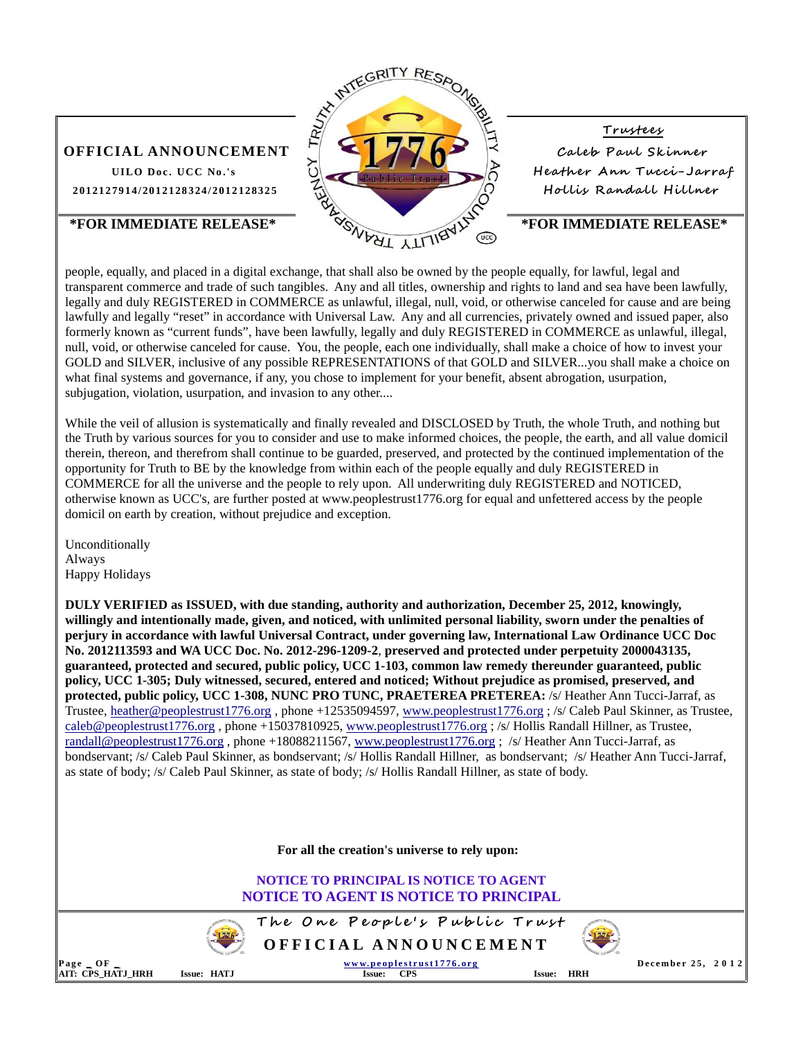**OFFICIAL ANNOUNCEMENT**

UILO Doc. UCC No.'s 2012127914/2012128324/2012128325

**\*FOR IMMEDIATE RELEASE\***

Trustees
Caleb Paul Skinner
Heather Ann Tucci-Jarraf
Hollis Randall Hillner

**\*FOR IMMEDIATE RELEASE\***

people, equally, and placed in a digital exchange, that shall also be owned by the people equally, for lawful, legal and transparent commerce and trade of such tangibles. Any and all titles, ownership and rights to land and sea have been lawfully, legally and duly REGISTERED in COMMERCE as unlawful, illegal, null, void, or otherwise canceled for cause and are being lawfully and legally "reset" in accordance with Universal Law. Any and all currencies, privately owned and issued paper, also formerly known as "current funds", have been lawfully, legally and duly REGISTERED in COMMERCE as unlawful, illegal, null, void, or otherwise canceled for cause. You, the people, each one individually, shall make a choice of how to invest your GOLD and SILVER, inclusive of any possible REPRESENTATIONS of that GOLD and SILVER...you shall make a choice on what final systems and governance, if any, you chose to implement for your benefit, absent abrogation, usurpation, subjugation, violation, usurpation, and invasion to any other....

While the veil of allusion is systematically and finally revealed and DISCLOSED by Truth, the whole Truth, and nothing but the Truth by various sources for you to consider and use to make informed choices, the people, the earth, and all value domicil therein, thereon, and therefrom shall continue to be guarded, preserved, and protected by the continued implementation of the opportunity for Truth to BE by the knowledge from within each of the people equally and duly REGISTERED in COMMERCE for all the universe and the people to rely upon. All underwriting duly REGISTERED and NOTICED, otherwise known as UCC's, are further posted at www.peoplestrust1776.org for equal and unfettered access by the people domicil on earth by creation, without prejudice and exception.

Unconditionally
Always
Happy Holidays

**DULY VERIFIED as ISSUED, with due standing, authority and authorization, December 25, 2012, knowingly, willingly and intentionally made, given, and noticed, with unlimited personal liability, sworn under the penalties of perjury in accordance with lawful Universal Contract, under governing law, International Law Ordinance UCC Doc No. 2012113593 and WA UCC Doc. No. 2012-296-1209-2, preserved and protected under perpetuity 2000043135, guaranteed, protected and secured, public policy, UCC 1-103, common law remedy thereunder guaranteed, public policy, UCC 1-305; Duly witnessed, secured, entered and noticed; Without prejudice as promised, preserved, and protected, public policy, UCC 1-308, NUNC PRO TUNC, PRAETEREA PRETEREA:** /s/ Heather Ann Tucci-Jarraf, as Trustee, heather@peoplestrust1776.org , phone +12535094597, www.peoplestrust1776.org ; /s/ Caleb Paul Skinner, as Trustee, caleb@peoplestrust1776.org , phone +15037810925, www.peoplestrust1776.org ; /s/ Hollis Randall Hillner, as Trustee, randall@peoplestrust1776.org , phone +18088211567, www.peoplestrust1776.org ; /s/ Heather Ann Tucci-Jarraf, as bondservant; /s/ Caleb Paul Skinner, as bondservant; /s/ Hollis Randall Hillner, as bondservant; /s/ Heather Ann Tucci-Jarraf, as state of body; /s/ Caleb Paul Skinner, as state of body; /s/ Hollis Randall Hillner, as state of body.

**For all the creation's universe to rely upon:**

**NOTICE TO PRINCIPAL IS NOTICE TO AGENT**
**NOTICE TO AGENT IS NOTICE TO PRINCIPAL**